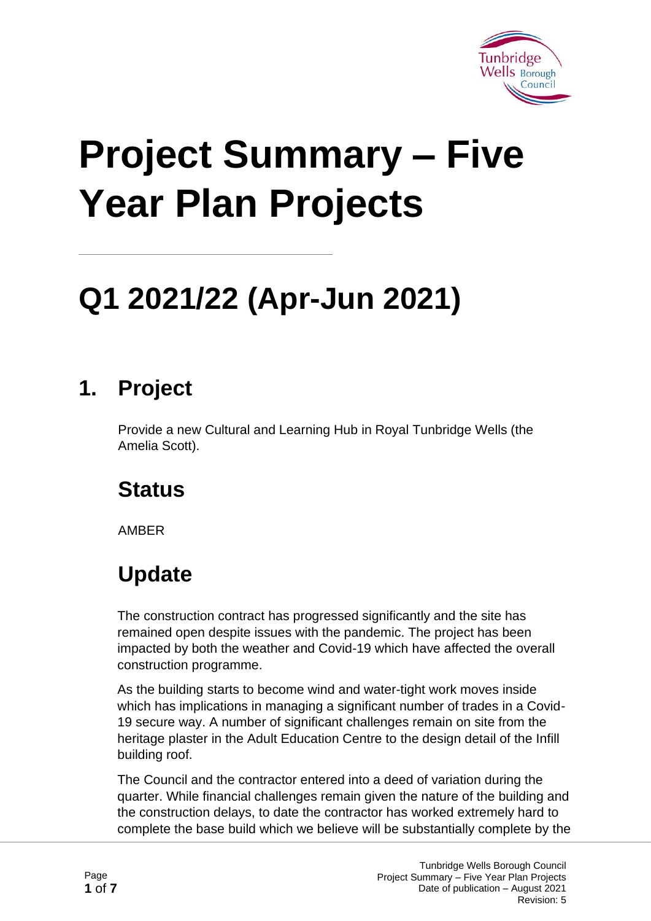# Project Summary – Five Year Plan Projects

## Q1 2021/22 (Apr-Jun 2021)

## 1. Project

Provide a new Cultural and Learning Hub in Royal Tunbridge Wells (the Amelia Scott).

### Status

AMBER

### Update

The construction contract has progressed significantly and the site has remained open despite issues with the pandemic. The project has been impacted by both the weather and Covid-19 which have affected the overall construction programme.

As the building starts to become wind and water-tight work moves inside which has implications in managing a significant number of trades in a Covid-19 secure way. A number of significant challenges remain on site from the heritage plaster in the Adult Education Centre to the design detail of the Infill building roof.

The Council and the contractor entered into a deed of variation during the quarter. While financial challenges remain given the nature of the building and the construction delays, to date the contractor has worked extremely hard to complete the base build which we believe will be substantially complete by the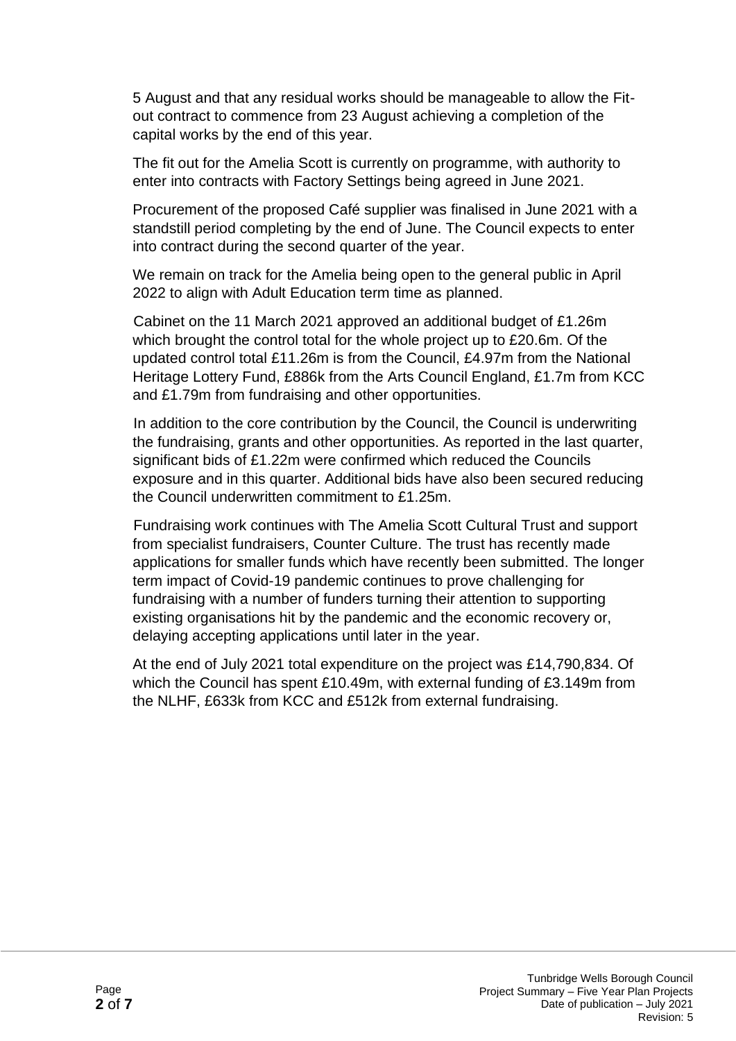5 August and that any residual works should be manageable to allow the Fit-out contract to commence from 23 August achieving a completion of the capital works by the end of this year.

The fit out for the Amelia Scott is currently on programme, with authority to enter into contracts with Factory Settings being agreed in June 2021.

Procurement of the proposed Café supplier was finalised in June 2021 with a standstill period completing by the end of June. The Council expects to enter into contract during the second quarter of the year.

We remain on track for the Amelia being open to the general public in April 2022 to align with Adult Education term time as planned.

Cabinet on the 11 March 2021 approved an additional budget of £1.26m which brought the control total for the whole project up to £20.6m. Of the updated control total £11.26m is from the Council, £4.97m from the National Heritage Lottery Fund, £886k from the Arts Council England, £1.7m from KCC and £1.79m from fundraising and other opportunities.

In addition to the core contribution by the Council, the Council is underwriting the fundraising, grants and other opportunities. As reported in the last quarter, significant bids of £1.22m were confirmed which reduced the Councils exposure and in this quarter. Additional bids have also been secured reducing the Council underwritten commitment to £1.25m.

Fundraising work continues with The Amelia Scott Cultural Trust and support from specialist fundraisers, Counter Culture. The trust has recently made applications for smaller funds which have recently been submitted. The longer term impact of Covid-19 pandemic continues to prove challenging for fundraising with a number of funders turning their attention to supporting existing organisations hit by the pandemic and the economic recovery or, delaying accepting applications until later in the year.

At the end of July 2021 total expenditure on the project was £14,790,834. Of which the Council has spent £10.49m, with external funding of £3.149m from the NLHF, £633k from KCC and £512k from external fundraising.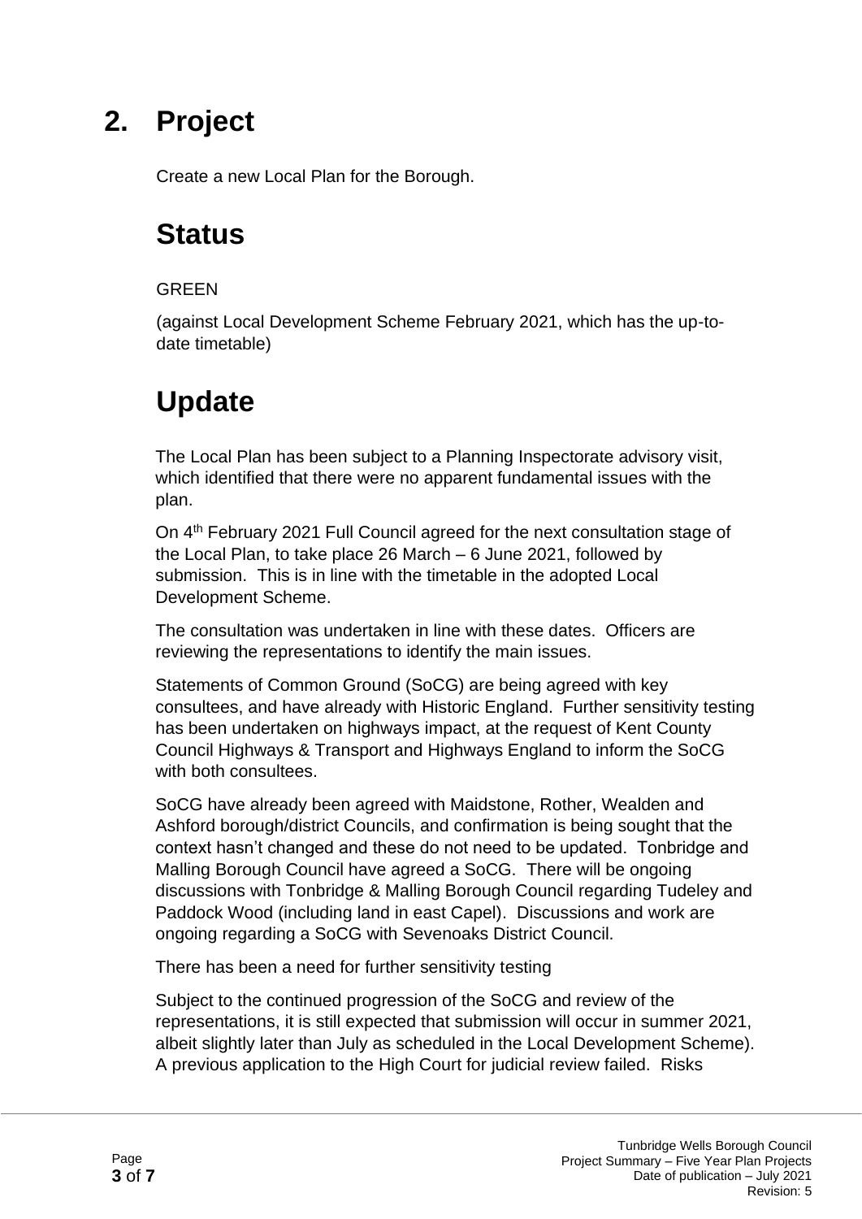# 2. Project

Create a new Local Plan for the Borough.

## Status

GREEN

(against Local Development Scheme February 2021, which has the up-to-date timetable)

## Update

The Local Plan has been subject to a Planning Inspectorate advisory visit, which identified that there were no apparent fundamental issues with the plan.

On 4th February 2021 Full Council agreed for the next consultation stage of the Local Plan, to take place 26 March – 6 June 2021, followed by submission. This is in line with the timetable in the adopted Local Development Scheme.

The consultation was undertaken in line with these dates. Officers are reviewing the representations to identify the main issues.

Statements of Common Ground (SoCG) are being agreed with key consultees, and have already with Historic England. Further sensitivity testing has been undertaken on highways impact, at the request of Kent County Council Highways & Transport and Highways England to inform the SoCG with both consultees.

SoCG have already been agreed with Maidstone, Rother, Wealden and Ashford borough/district Councils, and confirmation is being sought that the context hasn't changed and these do not need to be updated. Tonbridge and Malling Borough Council have agreed a SoCG. There will be ongoing discussions with Tonbridge & Malling Borough Council regarding Tudeley and Paddock Wood (including land in east Capel). Discussions and work are ongoing regarding a SoCG with Sevenoaks District Council.

There has been a need for further sensitivity testing

Subject to the continued progression of the SoCG and review of the representations, it is still expected that submission will occur in summer 2021, albeit slightly later than July as scheduled in the Local Development Scheme). A previous application to the High Court for judicial review failed. Risks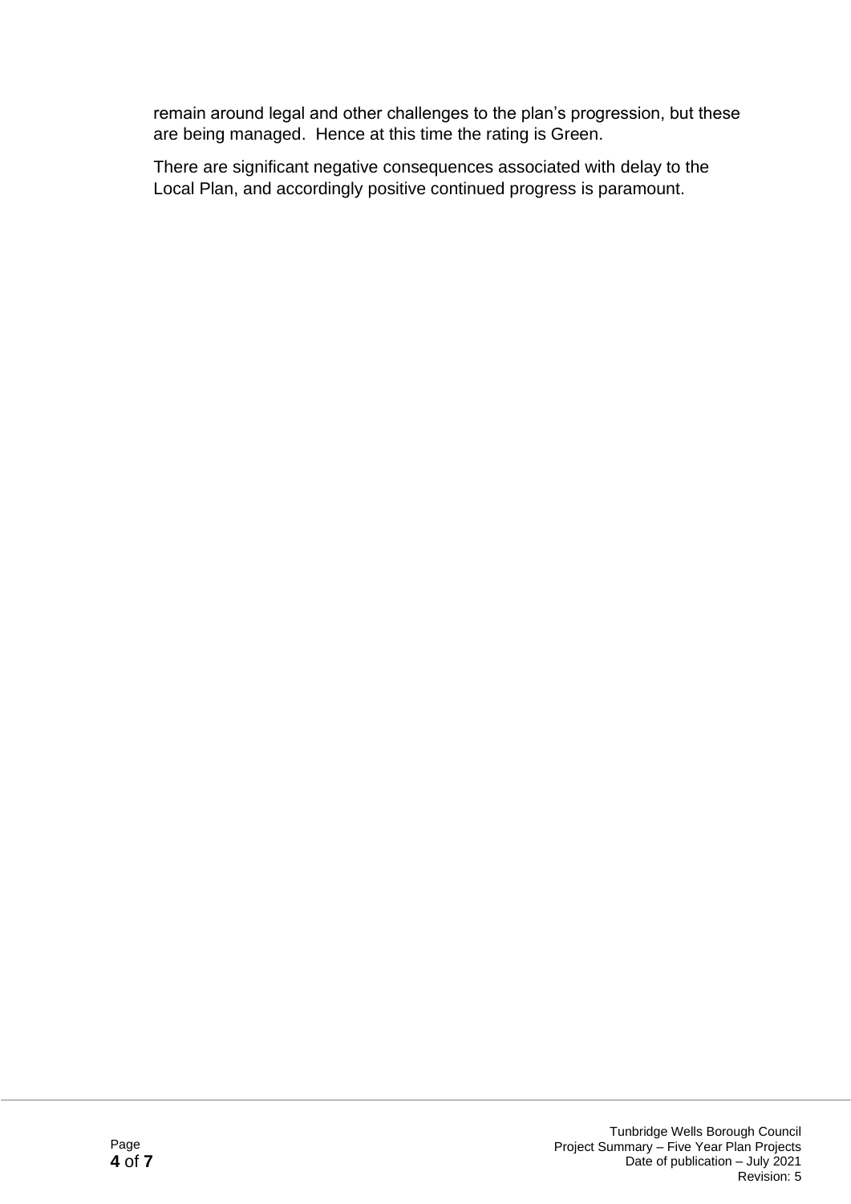remain around legal and other challenges to the plan's progression, but these are being managed. Hence at this time the rating is Green.

There are significant negative consequences associated with delay to the Local Plan, and accordingly positive continued progress is paramount.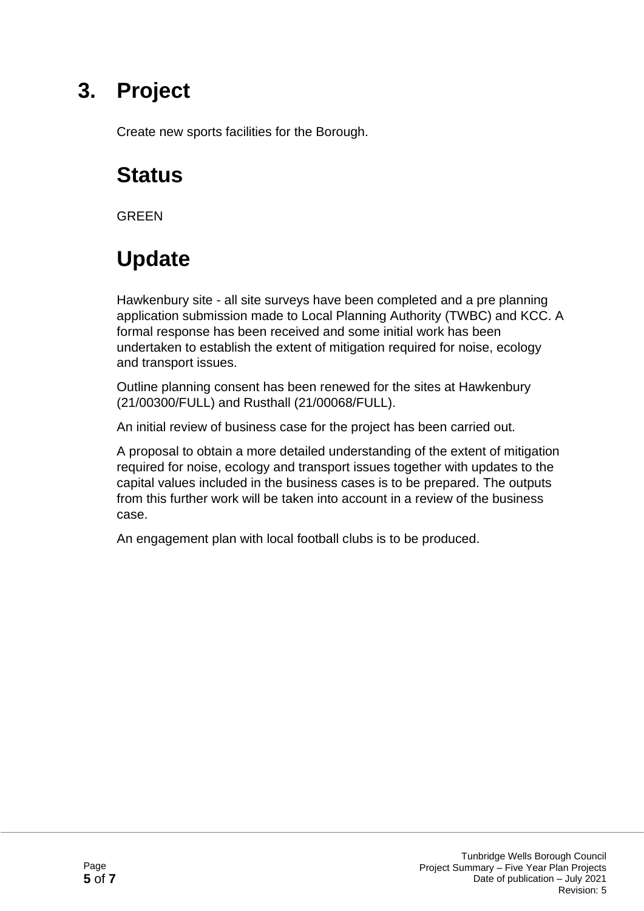# 3. Project

Create new sports facilities for the Borough.

## Status

GREEN

## Update

Hawkenbury site - all site surveys have been completed and a pre planning application submission made to Local Planning Authority (TWBC) and KCC. A formal response has been received and some initial work has been undertaken to establish the extent of mitigation required for noise, ecology and transport issues.

Outline planning consent has been renewed for the sites at Hawkenbury (21/00300/FULL) and Rusthall (21/00068/FULL).

An initial review of business case for the project has been carried out.

A proposal to obtain a more detailed understanding of the extent of mitigation required for noise, ecology and transport issues together with updates to the capital values included in the business cases is to be prepared. The outputs from this further work will be taken into account in a review of the business case.

An engagement plan with local football clubs is to be produced.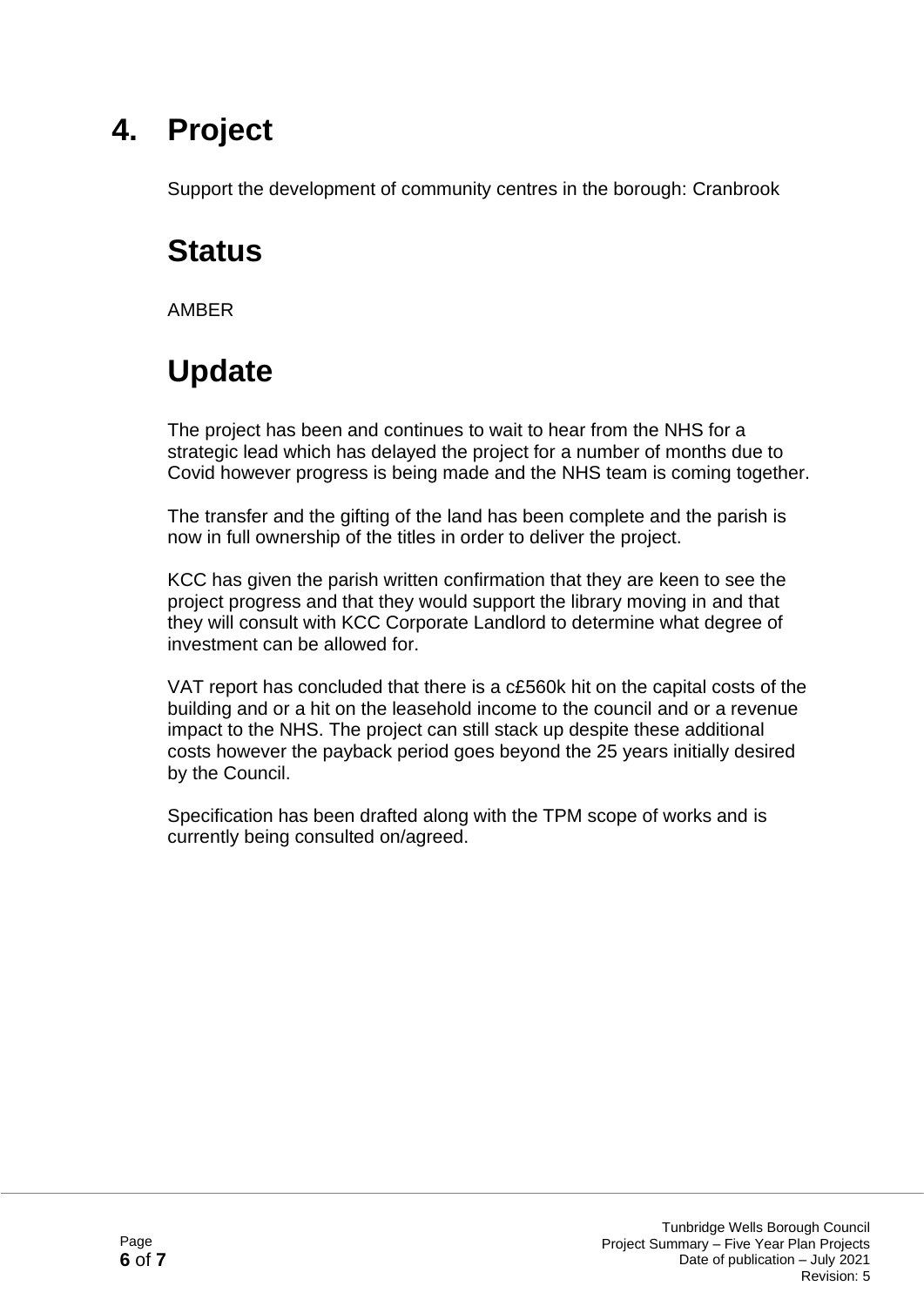# 4. Project

Support the development of community centres in the borough: Cranbrook

# Status

AMBER

# Update

The project has been and continues to wait to hear from the NHS for a strategic lead which has delayed the project for a number of months due to Covid however progress is being made and the NHS team is coming together.

The transfer and the gifting of the land has been complete and the parish is now in full ownership of the titles in order to deliver the project.

KCC has given the parish written confirmation that they are keen to see the project progress and that they would support the library moving in and that they will consult with KCC Corporate Landlord to determine what degree of investment can be allowed for.

VAT report has concluded that there is a c£560k hit on the capital costs of the building and or a hit on the leasehold income to the council and or a revenue impact to the NHS. The project can still stack up despite these additional costs however the payback period goes beyond the 25 years initially desired by the Council.

Specification has been drafted along with the TPM scope of works and is currently being consulted on/agreed.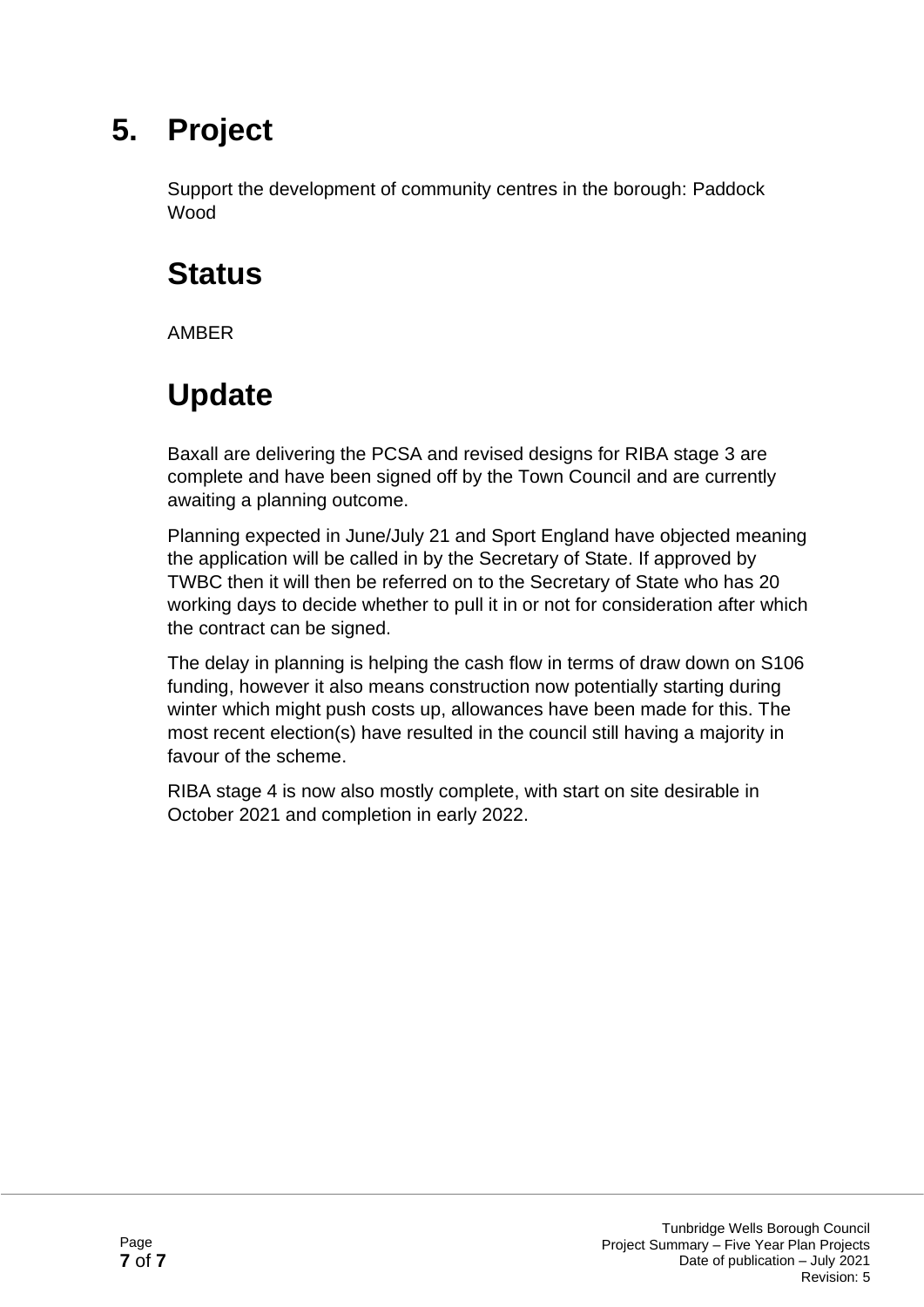# 5. Project

Support the development of community centres in the borough: Paddock Wood

# Status

AMBER

# Update

Baxall are delivering the PCSA and revised designs for RIBA stage 3 are complete and have been signed off by the Town Council and are currently awaiting a planning outcome.

Planning expected in June/July 21 and Sport England have objected meaning the application will be called in by the Secretary of State. If approved by TWBC then it will then be referred on to the Secretary of State who has 20 working days to decide whether to pull it in or not for consideration after which the contract can be signed.

The delay in planning is helping the cash flow in terms of draw down on S106 funding, however it also means construction now potentially starting during winter which might push costs up, allowances have been made for this. The most recent election(s) have resulted in the council still having a majority in favour of the scheme.

RIBA stage 4 is now also mostly complete, with start on site desirable in October 2021 and completion in early 2022.